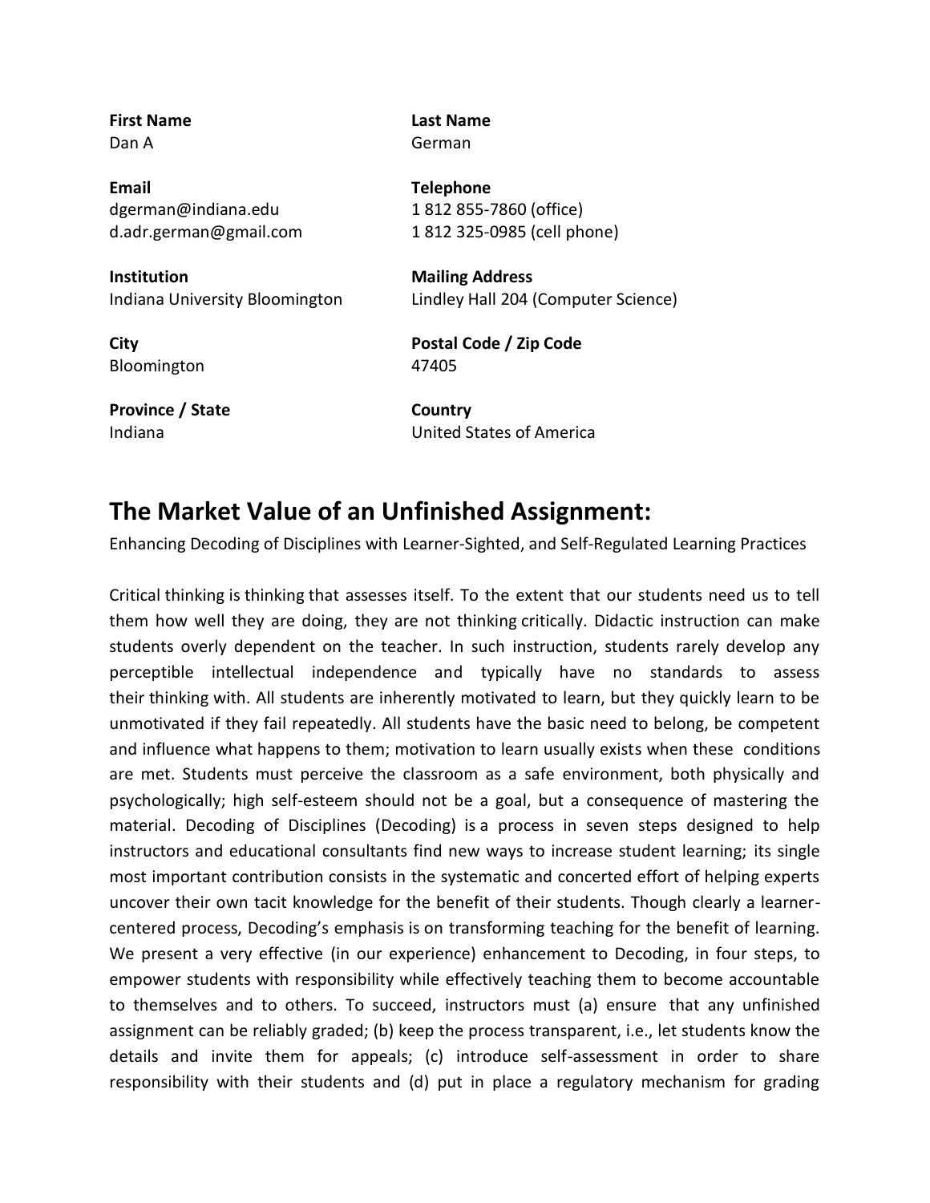**First Name**
Dan A

**Last Name**
German

**Email**
dgerman@indiana.edu
d.adr.german@gmail.com

**Telephone**
1 812 855-7860 (office)
1 812 325-0985 (cell phone)

**Institution**
Indiana University Bloomington

**Mailing Address**
Lindley Hall 204 (Computer Science)

**City**
Bloomington

**Postal Code / Zip Code**
47405

**Province / State**
Indiana

**Country**
United States of America

# The Market Value of an Unfinished Assignment:

Enhancing Decoding of Disciplines with Learner-Sighted, and Self-Regulated Learning Practices

Critical thinking is thinking that assesses itself. To the extent that our students need us to tell them how well they are doing, they are not thinking critically. Didactic instruction can make students overly dependent on the teacher. In such instruction, students rarely develop any perceptible intellectual independence and typically have no standards to assess their thinking with. All students are inherently motivated to learn, but they quickly learn to be unmotivated if they fail repeatedly. All students have the basic need to belong, be competent and influence what happens to them; motivation to learn usually exists when these conditions are met. Students must perceive the classroom as a safe environment, both physically and psychologically; high self-esteem should not be a goal, but a consequence of mastering the material. Decoding of Disciplines (Decoding) is a process in seven steps designed to help instructors and educational consultants find new ways to increase student learning; its single most important contribution consists in the systematic and concerted effort of helping experts uncover their own tacit knowledge for the benefit of their students. Though clearly a learner-centered process, Decoding's emphasis is on transforming teaching for the benefit of learning. We present a very effective (in our experience) enhancement to Decoding, in four steps, to empower students with responsibility while effectively teaching them to become accountable to themselves and to others. To succeed, instructors must (a) ensure that any unfinished assignment can be reliably graded; (b) keep the process transparent, i.e., let students know the details and invite them for appeals; (c) introduce self-assessment in order to share responsibility with their students and (d) put in place a regulatory mechanism for grading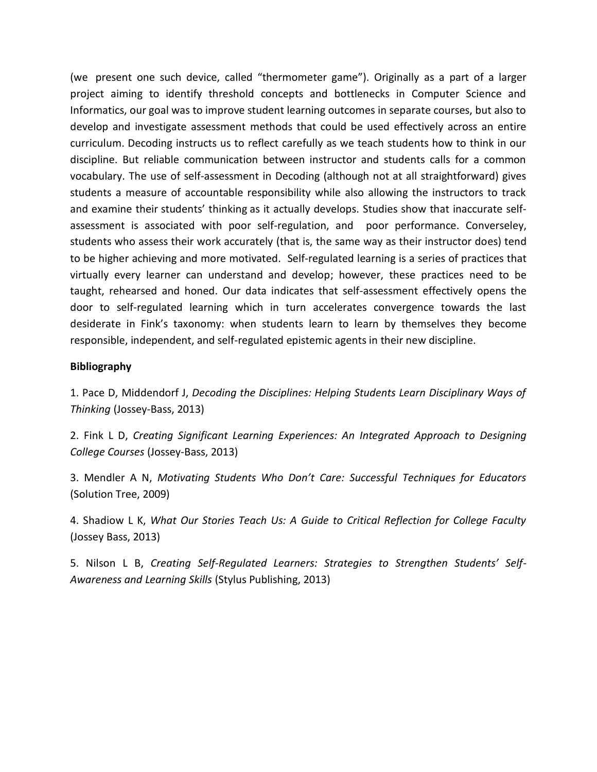(we present one such device, called "thermometer game"). Originally as a part of a larger project aiming to identify threshold concepts and bottlenecks in Computer Science and Informatics, our goal was to improve student learning outcomes in separate courses, but also to develop and investigate assessment methods that could be used effectively across an entire curriculum. Decoding instructs us to reflect carefully as we teach students how to think in our discipline. But reliable communication between instructor and students calls for a common vocabulary. The use of self-assessment in Decoding (although not at all straightforward) gives students a measure of accountable responsibility while also allowing the instructors to track and examine their students' thinking as it actually develops. Studies show that inaccurate self-assessment is associated with poor self-regulation, and poor performance. Converseley, students who assess their work accurately (that is, the same way as their instructor does) tend to be higher achieving and more motivated. Self-regulated learning is a series of practices that virtually every learner can understand and develop; however, these practices need to be taught, rehearsed and honed. Our data indicates that self-assessment effectively opens the door to self-regulated learning which in turn accelerates convergence towards the last desiderate in Fink's taxonomy: when students learn to learn by themselves they become responsible, independent, and self-regulated epistemic agents in their new discipline.

**Bibliography**

1. Pace D, Middendorf J, *Decoding the Disciplines: Helping Students Learn Disciplinary Ways of Thinking* (Jossey-Bass, 2013)

2. Fink L D, *Creating Significant Learning Experiences: An Integrated Approach to Designing College Courses* (Jossey-Bass, 2013)

3. Mendler A N, *Motivating Students Who Don't Care: Successful Techniques for Educators* (Solution Tree, 2009)

4. Shadiow L K, *What Our Stories Teach Us: A Guide to Critical Reflection for College Faculty* (Jossey Bass, 2013)

5. Nilson L B, *Creating Self-Regulated Learners: Strategies to Strengthen Students' Self-Awareness and Learning Skills* (Stylus Publishing, 2013)